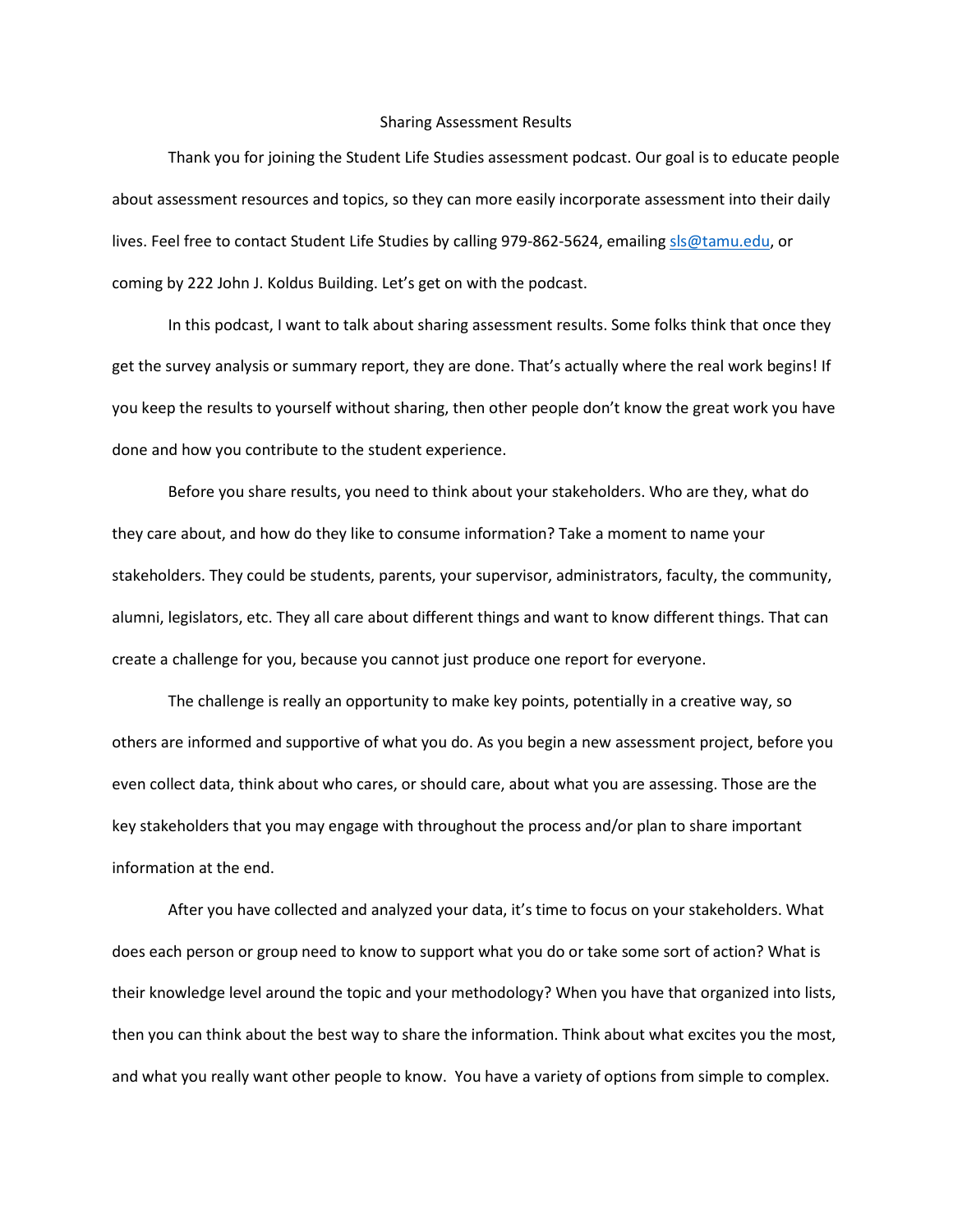# Sharing Assessment Results

Thank you for joining the Student Life Studies assessment podcast. Our goal is to educate people about assessment resources and topics, so they can more easily incorporate assessment into their daily lives. Feel free to contact Student Life Studies by calling 979-862-5624, emailing sls@tamu.edu, or coming by 222 John J. Koldus Building. Let's get on with the podcast.

In this podcast, I want to talk about sharing assessment results. Some folks think that once they get the survey analysis or summary report, they are done. That's actually where the real work begins! If you keep the results to yourself without sharing, then other people don't know the great work you have done and how you contribute to the student experience.

Before you share results, you need to think about your stakeholders. Who are they, what do they care about, and how do they like to consume information? Take a moment to name your stakeholders. They could be students, parents, your supervisor, administrators, faculty, the community, alumni, legislators, etc. They all care about different things and want to know different things. That can create a challenge for you, because you cannot just produce one report for everyone.

The challenge is really an opportunity to make key points, potentially in a creative way, so others are informed and supportive of what you do. As you begin a new assessment project, before you even collect data, think about who cares, or should care, about what you are assessing. Those are the key stakeholders that you may engage with throughout the process and/or plan to share important information at the end.

After you have collected and analyzed your data, it's time to focus on your stakeholders. What does each person or group need to know to support what you do or take some sort of action? What is their knowledge level around the topic and your methodology? When you have that organized into lists, then you can think about the best way to share the information. Think about what excites you the most, and what you really want other people to know. You have a variety of options from simple to complex.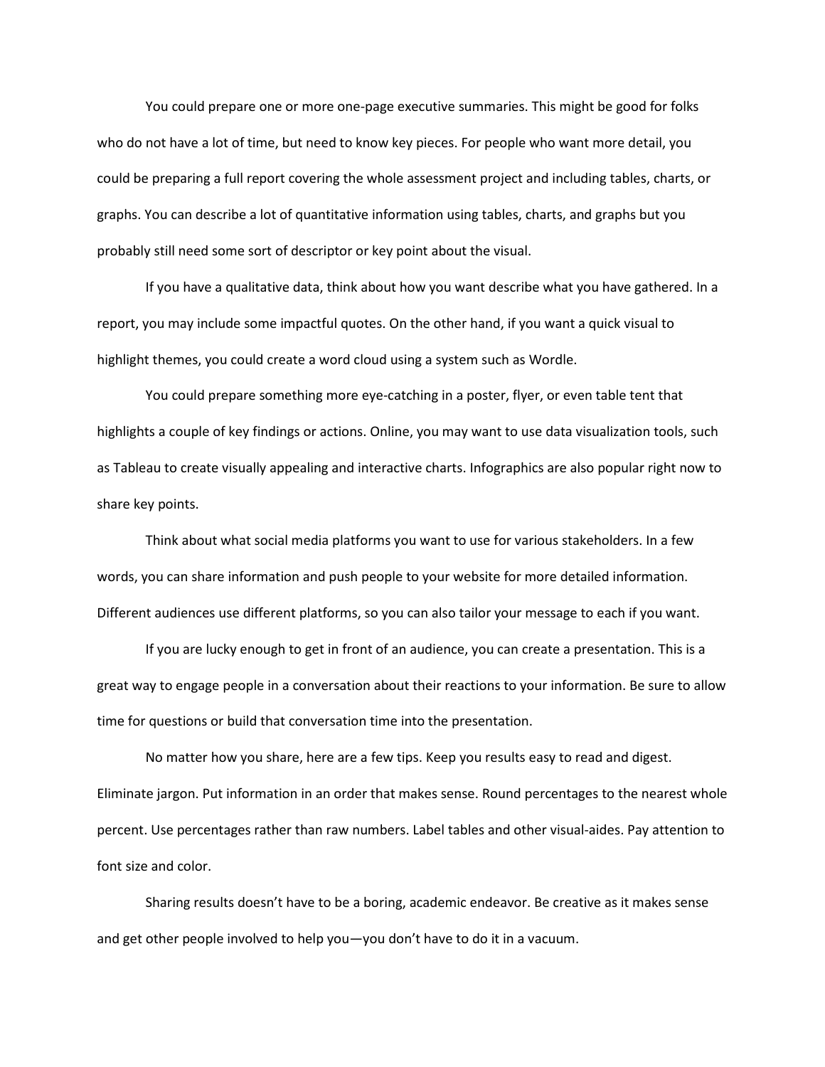You could prepare one or more one-page executive summaries. This might be good for folks who do not have a lot of time, but need to know key pieces. For people who want more detail, you could be preparing a full report covering the whole assessment project and including tables, charts, or graphs. You can describe a lot of quantitative information using tables, charts, and graphs but you probably still need some sort of descriptor or key point about the visual.

If you have a qualitative data, think about how you want describe what you have gathered. In a report, you may include some impactful quotes. On the other hand, if you want a quick visual to highlight themes, you could create a word cloud using a system such as Wordle.

You could prepare something more eye-catching in a poster, flyer, or even table tent that highlights a couple of key findings or actions. Online, you may want to use data visualization tools, such as Tableau to create visually appealing and interactive charts. Infographics are also popular right now to share key points.

Think about what social media platforms you want to use for various stakeholders. In a few words, you can share information and push people to your website for more detailed information. Different audiences use different platforms, so you can also tailor your message to each if you want.

If you are lucky enough to get in front of an audience, you can create a presentation. This is a great way to engage people in a conversation about their reactions to your information. Be sure to allow time for questions or build that conversation time into the presentation.

No matter how you share, here are a few tips. Keep you results easy to read and digest. Eliminate jargon. Put information in an order that makes sense. Round percentages to the nearest whole percent. Use percentages rather than raw numbers. Label tables and other visual-aides. Pay attention to font size and color.

Sharing results doesn't have to be a boring, academic endeavor. Be creative as it makes sense and get other people involved to help you—you don't have to do it in a vacuum.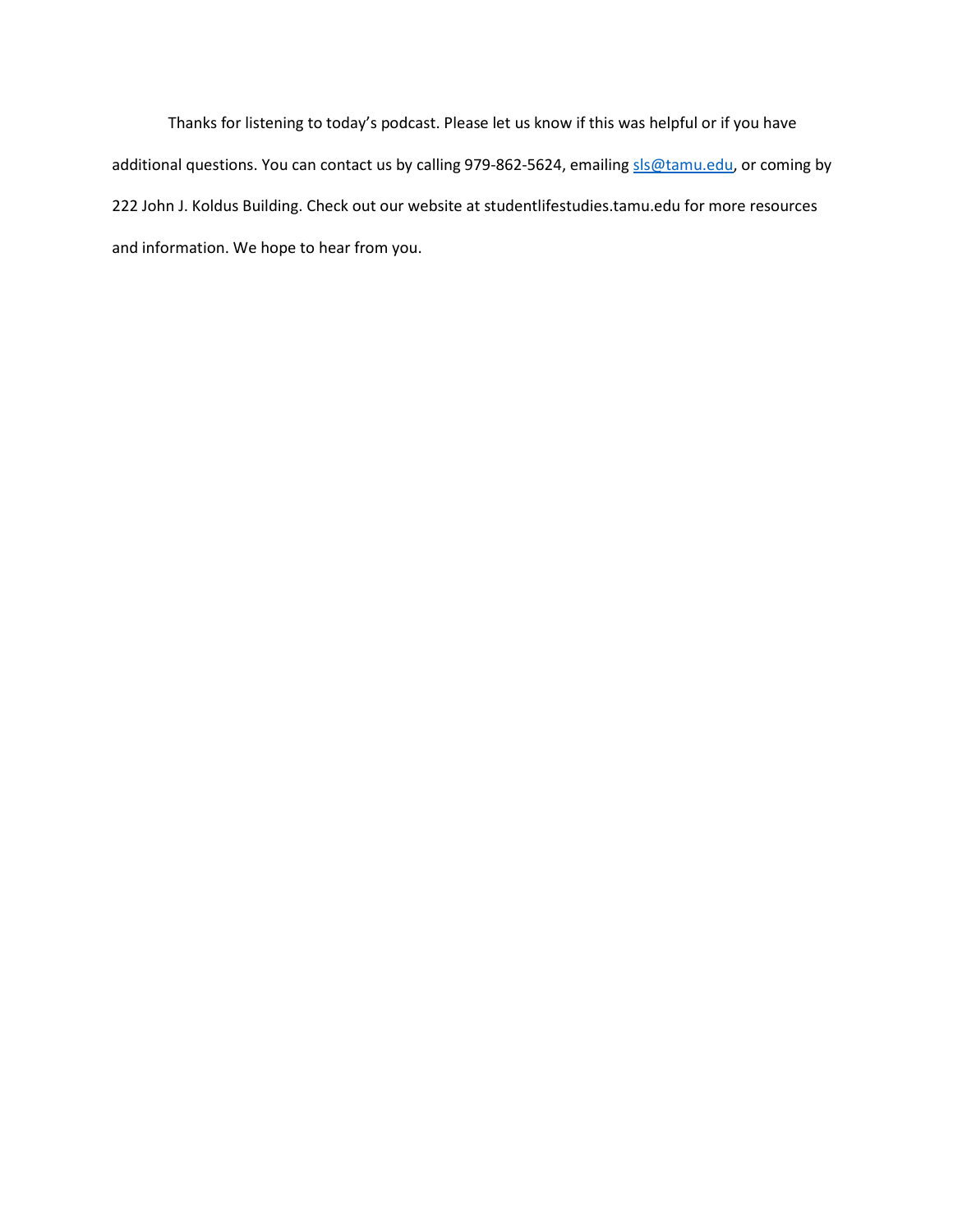Thanks for listening to today's podcast. Please let us know if this was helpful or if you have additional questions. You can contact us by calling 979-862-5624, emailing sls@tamu.edu, or coming by 222 John J. Koldus Building. Check out our website at studentlifestudies.tamu.edu for more resources and information. We hope to hear from you.